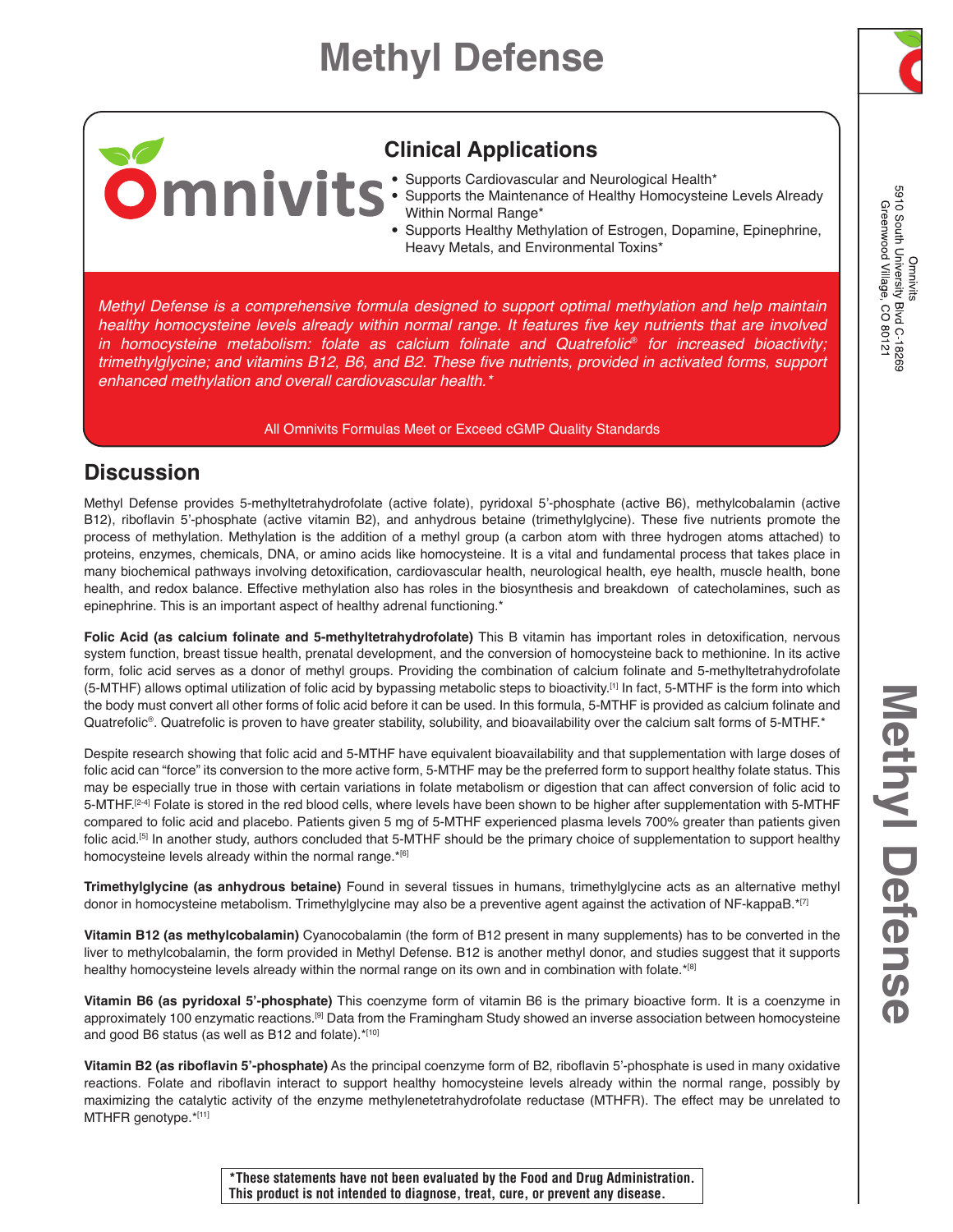# Methyl Defense

Omnivits

## Clinical Applications

- Supports Cardiovascular and Neurological Health*
- Supports the Maintenance of Healthy Homocysteine Levels Already Within Normal Range*
- Supports Healthy Methylation of Estrogen, Dopamine, Epinephrine, Heavy Metals, and Environmental Toxins*

*Methyl Defense is a comprehensive formula designed to support optimal methylation and help maintain healthy homocysteine levels already within normal range. It features five key nutrients that are involved in homocysteine metabolism: folate as calcium folinate and Quatrefolic® for increased bioactivity; trimethylglycine; and vitamins B12, B6, and B2. These five nutrients, provided in activated forms, support enhanced methylation and overall cardiovascular health.**

All Omnivits Formulas Meet or Exceed cGMP Quality Standards

Omnivits
5910 South University Blvd C-18269
Greenwood Village, CO 80121

## Discussion

Methyl Defense provides 5-methyltetrahydrofolate (active folate), pyridoxal 5'-phosphate (active B6), methylcobalamin (active B12), riboflavin 5'-phosphate (active vitamin B2), and anhydrous betaine (trimethylglycine). These five nutrients promote the process of methylation. Methylation is the addition of a methyl group (a carbon atom with three hydrogen atoms attached) to proteins, enzymes, chemicals, DNA, or amino acids like homocysteine. It is a vital and fundamental process that takes place in many biochemical pathways involving detoxification, cardiovascular health, neurological health, eye health, muscle health, bone health, and redox balance. Effective methylation also has roles in the biosynthesis and breakdown of catecholamines, such as epinephrine. This is an important aspect of healthy adrenal functioning.*

**Folic Acid (as calcium folinate and 5-methyltetrahydrofolate)** This B vitamin has important roles in detoxification, nervous system function, breast tissue health, prenatal development, and the conversion of homocysteine back to methionine. In its active form, folic acid serves as a donor of methyl groups. Providing the combination of calcium folinate and 5-methyltetrahydrofolate (5-MTHF) allows optimal utilization of folic acid by bypassing metabolic steps to bioactivity.[1] In fact, 5-MTHF is the form into which the body must convert all other forms of folic acid before it can be used. In this formula, 5-MTHF is provided as calcium folinate and Quatrefolic®. Quatrefolic is proven to have greater stability, solubility, and bioavailability over the calcium salt forms of 5-MTHF.*

Despite research showing that folic acid and 5-MTHF have equivalent bioavailability and that supplementation with large doses of folic acid can "force" its conversion to the more active form, 5-MTHF may be the preferred form to support healthy folate status. This may be especially true in those with certain variations in folate metabolism or digestion that can affect conversion of folic acid to 5-MTHF.[2-4] Folate is stored in the red blood cells, where levels have been shown to be higher after supplementation with 5-MTHF compared to folic acid and placebo. Patients given 5 mg of 5-MTHF experienced plasma levels 700% greater than patients given folic acid.[5] In another study, authors concluded that 5-MTHF should be the primary choice of supplementation to support healthy homocysteine levels already within the normal range.*[6]

**Trimethylglycine (as anhydrous betaine)** Found in several tissues in humans, trimethylglycine acts as an alternative methyl donor in homocysteine metabolism. Trimethylglycine may also be a preventive agent against the activation of NF-kappaB.*[7]

**Vitamin B12 (as methylcobalamin)** Cyanocobalamin (the form of B12 present in many supplements) has to be converted in the liver to methylcobalamin, the form provided in Methyl Defense. B12 is another methyl donor, and studies suggest that it supports healthy homocysteine levels already within the normal range on its own and in combination with folate.*[8]

**Vitamin B6 (as pyridoxal 5'-phosphate)** This coenzyme form of vitamin B6 is the primary bioactive form. It is a coenzyme in approximately 100 enzymatic reactions.[9] Data from the Framingham Study showed an inverse association between homocysteine and good B6 status (as well as B12 and folate).*[10]

**Vitamin B2 (as riboflavin 5'-phosphate)** As the principal coenzyme form of B2, riboflavin 5'-phosphate is used in many oxidative reactions. Folate and riboflavin interact to support healthy homocysteine levels already within the normal range, possibly by maximizing the catalytic activity of the enzyme methylenetetrahydrofolate reductase (MTHFR). The effect may be unrelated to MTHFR genotype.*[11]

**\*These statements have not been evaluated by the Food and Drug Administration. This product is not intended to diagnose, treat, cure, or prevent any disease.**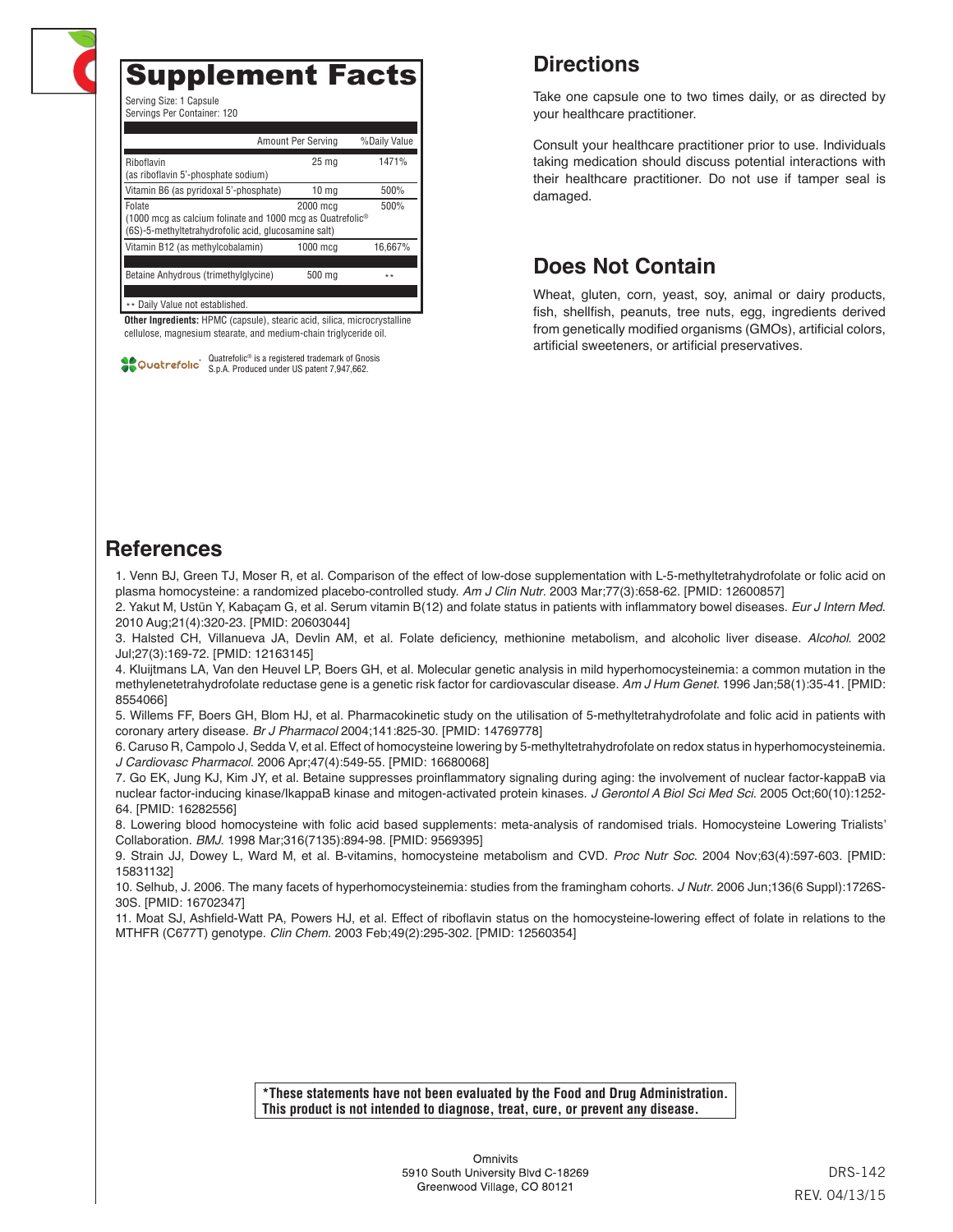# Supplement Facts

Serving Size: 1 Capsule
Servings Per Container: 120

| | Amount Per Serving | %Daily Value |
|---|---|---|
| Riboflavin (as riboflavin 5'-phosphate sodium) | 25 mg | 1471% |
| Vitamin B6 (as pyridoxal 5'-phosphate) | 10 mg | 500% |
| Folate (1000 mcg as calcium folinate and 1000 mcg as Quatrefolic® (6S)-5-methyltetrahydrofolic acid, glucosamine salt) | 2000 mcg | 500% |
| Vitamin B12 (as methylcobalamin) | 1000 mcg | 16,667% |
| Betaine Anhydrous (trimethylglycine) | 500 mg | ** |

** Daily Value not established.

**Other Ingredients:** HPMC (capsule), stearic acid, silica, microcrystalline cellulose, magnesium stearate, and medium-chain triglyceride oil.

Quatrefolic® is a registered trademark of Gnosis S.p.A. Produced under US patent 7,947,662.

## Directions

Take one capsule one to two times daily, or as directed by your healthcare practitioner.

Consult your healthcare practitioner prior to use. Individuals taking medication should discuss potential interactions with their healthcare practitioner. Do not use if tamper seal is damaged.

## Does Not Contain

Wheat, gluten, corn, yeast, soy, animal or dairy products, fish, shellfish, peanuts, tree nuts, egg, ingredients derived from genetically modified organisms (GMOs), artificial colors, artificial sweeteners, or artificial preservatives.

## References

1. Venn BJ, Green TJ, Moser R, et al. Comparison of the effect of low-dose supplementation with L-5-methyltetrahydrofolate or folic acid on plasma homocysteine: a randomized placebo-controlled study. *Am J Clin Nutr.* 2003 Mar;77(3):658-62. [PMID: 12600857]
2. Yakut M, Ustün Y, Kabaçam G, et al. Serum vitamin B(12) and folate status in patients with inflammatory bowel diseases. *Eur J Intern Med.* 2010 Aug;21(4):320-23. [PMID: 20603044]
3. Halsted CH, Villanueva JA, Devlin AM, et al. Folate deficiency, methionine metabolism, and alcoholic liver disease. *Alcohol.* 2002 Jul;27(3):169-72. [PMID: 12163145]
4. Kluijtmans LA, Van den Heuvel LP, Boers GH, et al. Molecular genetic analysis in mild hyperhomocysteinemia: a common mutation in the methylenetetrahydrofolate reductase gene is a genetic risk factor for cardiovascular disease. *Am J Hum Genet.* 1996 Jan;58(1):35-41. [PMID: 8554066]
5. Willems FF, Boers GH, Blom HJ, et al. Pharmacokinetic study on the utilisation of 5-methyltetrahydrofolate and folic acid in patients with coronary artery disease. *Br J Pharmacol* 2004;141:825-30. [PMID: 14769778]
6. Caruso R, Campolo J, Sedda V, et al. Effect of homocysteine lowering by 5-methyltetrahydrofolate on redox status in hyperhomocysteinemia. *J Cardiovasc Pharmacol.* 2006 Apr;47(4):549-55. [PMID: 16680068]
7. Go EK, Jung KJ, Kim JY, et al. Betaine suppresses proinflammatory signaling during aging: the involvement of nuclear factor-kappaB via nuclear factor-inducing kinase/IkappaB kinase and mitogen-activated protein kinases. *J Gerontol A Biol Sci Med Sci.* 2005 Oct;60(10):1252-64. [PMID: 16282556]
8. Lowering blood homocysteine with folic acid based supplements: meta-analysis of randomised trials. Homocysteine Lowering Trialists' Collaboration. *BMJ.* 1998 Mar;316(7135):894-98. [PMID: 9569395]
9. Strain JJ, Dowey L, Ward M, et al. B-vitamins, homocysteine metabolism and CVD. *Proc Nutr Soc.* 2004 Nov;63(4):597-603. [PMID: 15831132]
10. Selhub, J. 2006. The many facets of hyperhomocysteinemia: studies from the framingham cohorts. *J Nutr.* 2006 Jun;136(6 Suppl):1726S-30S. [PMID: 16702347]
11. Moat SJ, Ashfield-Watt PA, Powers HJ, et al. Effect of riboflavin status on the homocysteine-lowering effect of folate in relations to the MTHFR (C677T) genotype. *Clin Chem.* 2003 Feb;49(2):295-302. [PMID: 12560354]

**\*These statements have not been evaluated by the Food and Drug Administration. This product is not intended to diagnose, treat, cure, or prevent any disease.**

Omnivits
5910 South University Blvd C-18269
Greenwood Village, CO 80121

DRS-142
REV. 04/13/15